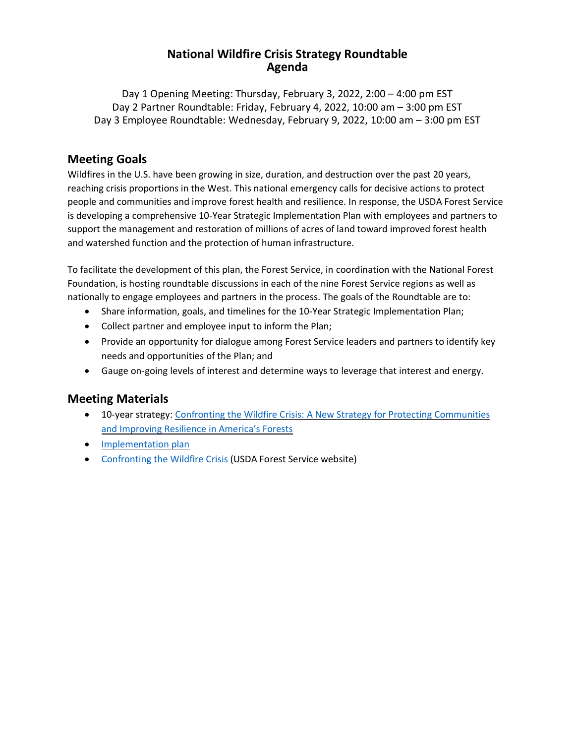# National Wildfire Crisis Strategy Roundtable
# Agenda

Day 1 Opening Meeting: Thursday, February 3, 2022, 2:00 – 4:00 pm EST
Day 2 Partner Roundtable: Friday, February 4, 2022, 10:00 am – 3:00 pm EST
Day 3 Employee Roundtable: Wednesday, February 9, 2022, 10:00 am – 3:00 pm EST

## Meeting Goals

Wildfires in the U.S. have been growing in size, duration, and destruction over the past 20 years, reaching crisis proportions in the West. This national emergency calls for decisive actions to protect people and communities and improve forest health and resilience. In response, the USDA Forest Service is developing a comprehensive 10-Year Strategic Implementation Plan with employees and partners to support the management and restoration of millions of acres of land toward improved forest health and watershed function and the protection of human infrastructure.

To facilitate the development of this plan, the Forest Service, in coordination with the National Forest Foundation, is hosting roundtable discussions in each of the nine Forest Service regions as well as nationally to engage employees and partners in the process. The goals of the Roundtable are to:

- Share information, goals, and timelines for the 10-Year Strategic Implementation Plan;
- Collect partner and employee input to inform the Plan;
- Provide an opportunity for dialogue among Forest Service leaders and partners to identify key needs and opportunities of the Plan; and
- Gauge on-going levels of interest and determine ways to leverage that interest and energy.

## Meeting Materials

- 10-year strategy: Confronting the Wildfire Crisis: A New Strategy for Protecting Communities and Improving Resilience in America's Forests
- Implementation plan
- Confronting the Wildfire Crisis (USDA Forest Service website)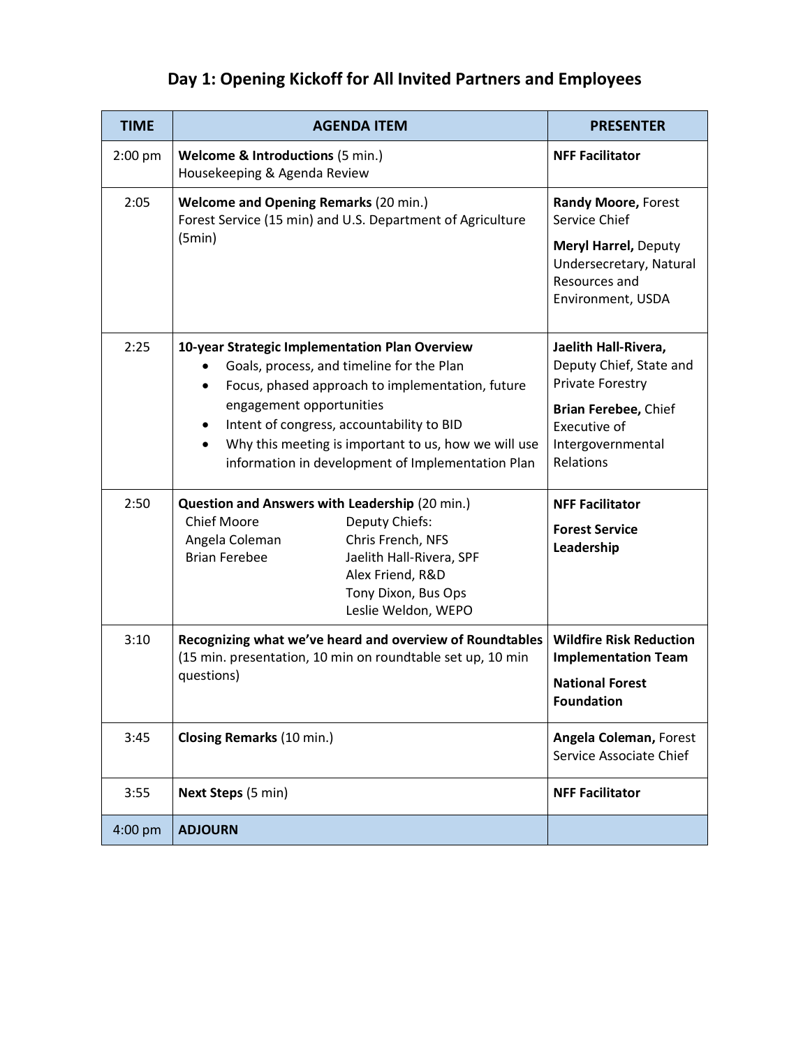# Day 1: Opening Kickoff for All Invited Partners and Employees

| TIME | AGENDA ITEM | PRESENTER |
|---|---|---|
| 2:00 pm | **Welcome & Introductions** (5 min.)<br>Housekeeping & Agenda Review | **NFF Facilitator** |
| 2:05 | **Welcome and Opening Remarks** (20 min.)<br>Forest Service (15 min) and U.S. Department of Agriculture (5min) | **Randy Moore,** Forest Service Chief<br>**Meryl Harrel,** Deputy Undersecretary, Natural Resources and Environment, USDA |
| 2:25 | **10-year Strategic Implementation Plan Overview**<br>• Goals, process, and timeline for the Plan<br>• Focus, phased approach to implementation, future engagement opportunities<br>• Intent of congress, accountability to BID<br>• Why this meeting is important to us, how we will use information in development of Implementation Plan | **Jaelith Hall-Rivera,** Deputy Chief, State and Private Forestry<br>**Brian Ferebee,** Chief Executive of Intergovernmental Relations |
| 2:50 | **Question and Answers with Leadership** (20 min.)<br>Chief Moore<br>Angela Coleman<br>Brian Ferebee<br>Deputy Chiefs:<br>Chris French, NFS<br>Jaelith Hall-Rivera, SPF<br>Alex Friend, R&D<br>Tony Dixon, Bus Ops<br>Leslie Weldon, WEPO | **NFF Facilitator**<br>**Forest Service Leadership** |
| 3:10 | **Recognizing what we've heard and overview of Roundtables** (15 min. presentation, 10 min on roundtable set up, 10 min questions) | **Wildfire Risk Reduction Implementation Team**<br>**National Forest Foundation** |
| 3:45 | **Closing Remarks** (10 min.) | **Angela Coleman,** Forest Service Associate Chief |
| 3:55 | **Next Steps** (5 min) | **NFF Facilitator** |
| 4:00 pm | **ADJOURN** | |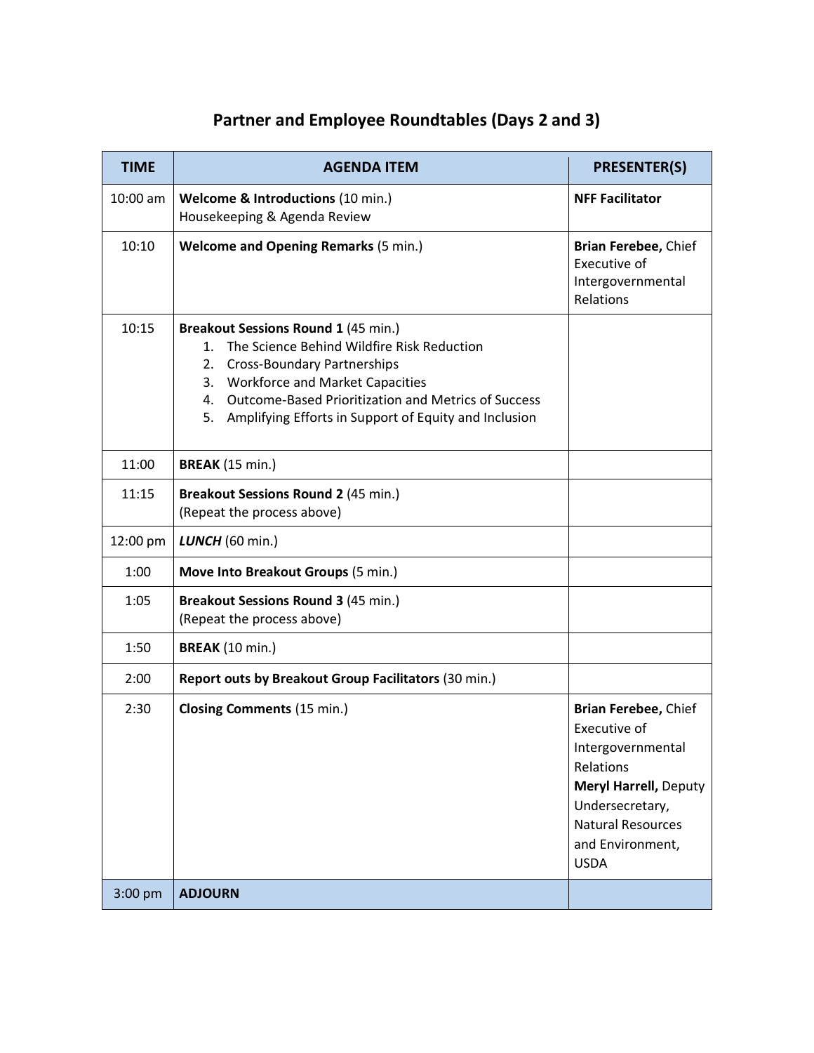# Partner and Employee Roundtables (Days 2 and 3)

| TIME | AGENDA ITEM | PRESENTER(S) |
|---|---|---|
| 10:00 am | **Welcome & Introductions** (10 min.)<br>Housekeeping & Agenda Review | **NFF Facilitator** |
| 10:10 | **Welcome and Opening Remarks** (5 min.) | **Brian Ferebee,** Chief Executive of Intergovernmental Relations |
| 10:15 | **Breakout Sessions Round 1** (45 min.)<br>1. The Science Behind Wildfire Risk Reduction<br>2. Cross-Boundary Partnerships<br>3. Workforce and Market Capacities<br>4. Outcome-Based Prioritization and Metrics of Success<br>5. Amplifying Efforts in Support of Equity and Inclusion | |
| 11:00 | **BREAK** (15 min.) | |
| 11:15 | **Breakout Sessions Round 2** (45 min.)<br>(Repeat the process above) | |
| 12:00 pm | ***LUNCH*** (60 min.) | |
| 1:00 | **Move Into Breakout Groups** (5 min.) | |
| 1:05 | **Breakout Sessions Round 3** (45 min.)<br>(Repeat the process above) | |
| 1:50 | **BREAK** (10 min.) | |
| 2:00 | **Report outs by Breakout Group Facilitators** (30 min.) | |
| 2:30 | **Closing Comments** (15 min.) | **Brian Ferebee,** Chief Executive of Intergovernmental Relations<br>**Meryl Harrell,** Deputy Undersecretary, Natural Resources and Environment, USDA |
| 3:00 pm | **ADJOURN** | |